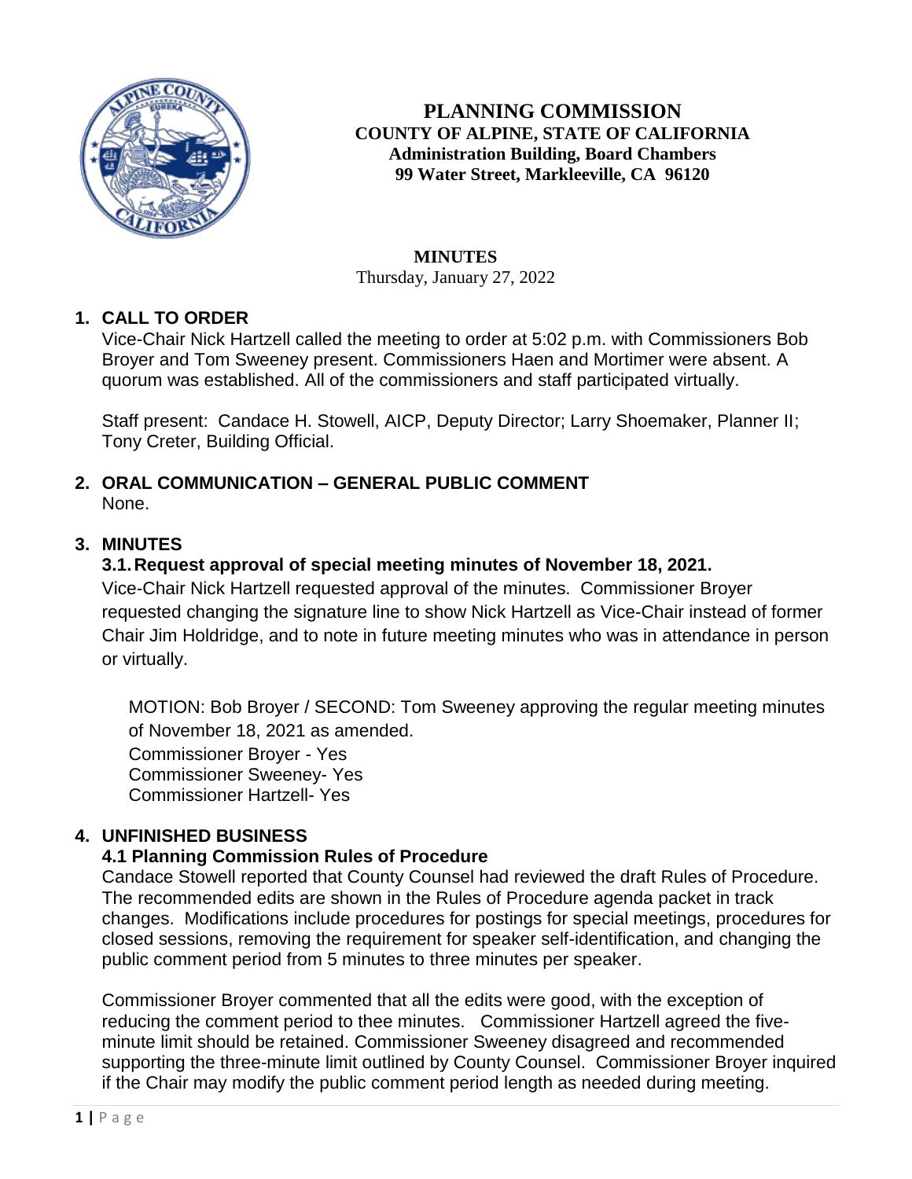# PLANNING COMMISSION

**COUNTY OF ALPINE, STATE OF CALIFORNIA**
**Administration Building, Board Chambers**
**99 Water Street, Markleeville, CA 96120**

**MINUTES**
Thursday, January 27, 2022

## 1. CALL TO ORDER

Vice-Chair Nick Hartzell called the meeting to order at 5:02 p.m. with Commissioners Bob Broyer and Tom Sweeney present. Commissioners Haen and Mortimer were absent. A quorum was established. All of the commissioners and staff participated virtually.

Staff present: Candace H. Stowell, AICP, Deputy Director; Larry Shoemaker, Planner II; Tony Creter, Building Official.

## 2. ORAL COMMUNICATION – GENERAL PUBLIC COMMENT

None.

## 3. MINUTES

### 3.1. Request approval of special meeting minutes of November 18, 2021.

Vice-Chair Nick Hartzell requested approval of the minutes. Commissioner Broyer requested changing the signature line to show Nick Hartzell as Vice-Chair instead of former Chair Jim Holdridge, and to note in future meeting minutes who was in attendance in person or virtually.

MOTION: Bob Broyer / SECOND: Tom Sweeney approving the regular meeting minutes of November 18, 2021 as amended.
Commissioner Broyer - Yes
Commissioner Sweeney- Yes
Commissioner Hartzell- Yes

## 4. UNFINISHED BUSINESS

### 4.1 Planning Commission Rules of Procedure

Candace Stowell reported that County Counsel had reviewed the draft Rules of Procedure. The recommended edits are shown in the Rules of Procedure agenda packet in track changes. Modifications include procedures for postings for special meetings, procedures for closed sessions, removing the requirement for speaker self-identification, and changing the public comment period from 5 minutes to three minutes per speaker.

Commissioner Broyer commented that all the edits were good, with the exception of reducing the comment period to thee minutes. Commissioner Hartzell agreed the five-minute limit should be retained. Commissioner Sweeney disagreed and recommended supporting the three-minute limit outlined by County Counsel. Commissioner Broyer inquired if the Chair may modify the public comment period length as needed during meeting.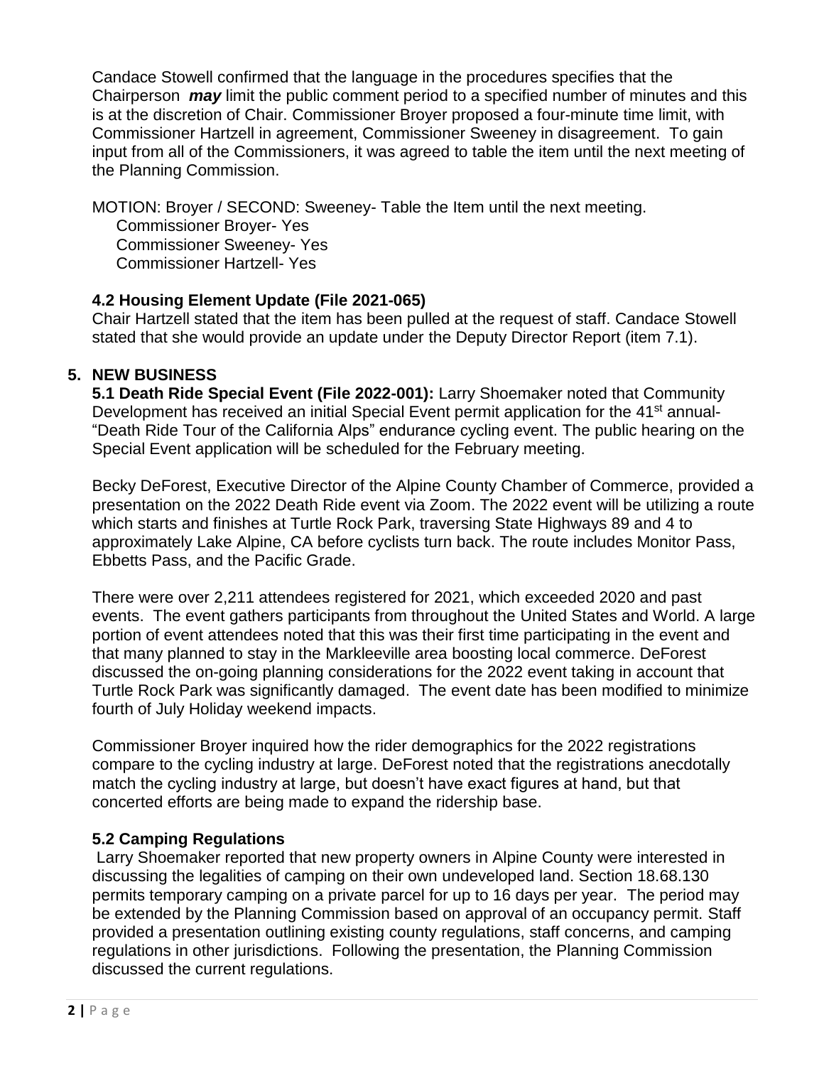Candace Stowell confirmed that the language in the procedures specifies that the Chairperson ***may*** limit the public comment period to a specified number of minutes and this is at the discretion of Chair. Commissioner Broyer proposed a four-minute time limit, with Commissioner Hartzell in agreement, Commissioner Sweeney in disagreement. To gain input from all of the Commissioners, it was agreed to table the item until the next meeting of the Planning Commission.

MOTION: Broyer / SECOND: Sweeney- Table the Item until the next meeting.
Commissioner Broyer- Yes
Commissioner Sweeney- Yes
Commissioner Hartzell- Yes

### 4.2 Housing Element Update (File 2021-065)

Chair Hartzell stated that the item has been pulled at the request of staff. Candace Stowell stated that she would provide an update under the Deputy Director Report (item 7.1).

## 5. NEW BUSINESS

**5.1 Death Ride Special Event (File 2022-001):** Larry Shoemaker noted that Community Development has received an initial Special Event permit application for the 41st annual- "Death Ride Tour of the California Alps" endurance cycling event. The public hearing on the Special Event application will be scheduled for the February meeting.

Becky DeForest, Executive Director of the Alpine County Chamber of Commerce, provided a presentation on the 2022 Death Ride event via Zoom. The 2022 event will be utilizing a route which starts and finishes at Turtle Rock Park, traversing State Highways 89 and 4 to approximately Lake Alpine, CA before cyclists turn back. The route includes Monitor Pass, Ebbetts Pass, and the Pacific Grade.

There were over 2,211 attendees registered for 2021, which exceeded 2020 and past events. The event gathers participants from throughout the United States and World. A large portion of event attendees noted that this was their first time participating in the event and that many planned to stay in the Markleeville area boosting local commerce. DeForest discussed the on-going planning considerations for the 2022 event taking in account that Turtle Rock Park was significantly damaged. The event date has been modified to minimize fourth of July Holiday weekend impacts.

Commissioner Broyer inquired how the rider demographics for the 2022 registrations compare to the cycling industry at large. DeForest noted that the registrations anecdotally match the cycling industry at large, but doesn't have exact figures at hand, but that concerted efforts are being made to expand the ridership base.

### 5.2 Camping Regulations

Larry Shoemaker reported that new property owners in Alpine County were interested in discussing the legalities of camping on their own undeveloped land. Section 18.68.130 permits temporary camping on a private parcel for up to 16 days per year. The period may be extended by the Planning Commission based on approval of an occupancy permit. Staff provided a presentation outlining existing county regulations, staff concerns, and camping regulations in other jurisdictions. Following the presentation, the Planning Commission discussed the current regulations.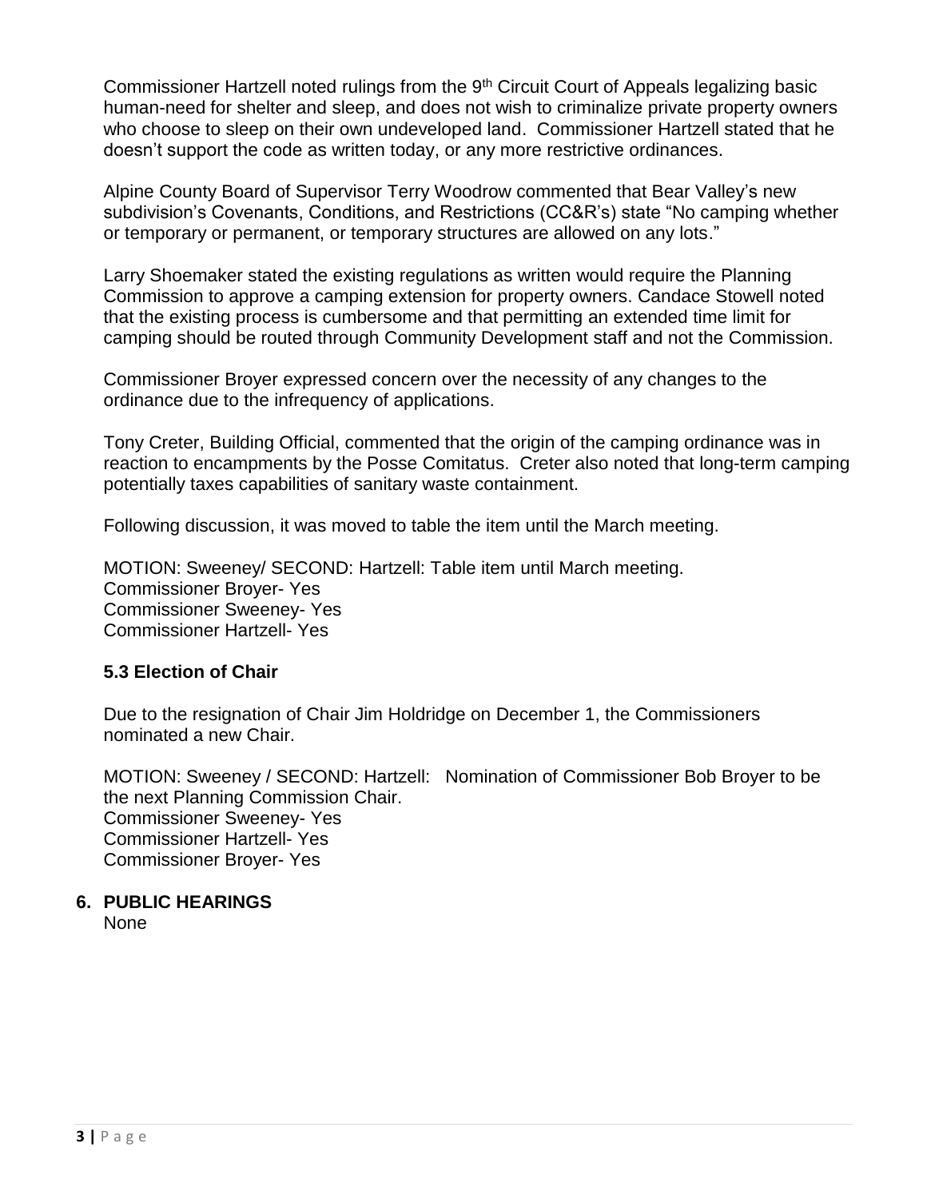Commissioner Hartzell noted rulings from the 9th Circuit Court of Appeals legalizing basic human-need for shelter and sleep, and does not wish to criminalize private property owners who choose to sleep on their own undeveloped land. Commissioner Hartzell stated that he doesn't support the code as written today, or any more restrictive ordinances.

Alpine County Board of Supervisor Terry Woodrow commented that Bear Valley's new subdivision's Covenants, Conditions, and Restrictions (CC&R's) state "No camping whether or temporary or permanent, or temporary structures are allowed on any lots."

Larry Shoemaker stated the existing regulations as written would require the Planning Commission to approve a camping extension for property owners. Candace Stowell noted that the existing process is cumbersome and that permitting an extended time limit for camping should be routed through Community Development staff and not the Commission.

Commissioner Broyer expressed concern over the necessity of any changes to the ordinance due to the infrequency of applications.

Tony Creter, Building Official, commented that the origin of the camping ordinance was in reaction to encampments by the Posse Comitatus. Creter also noted that long-term camping potentially taxes capabilities of sanitary waste containment.

Following discussion, it was moved to table the item until the March meeting.

MOTION: Sweeney/ SECOND: Hartzell: Table item until March meeting.
Commissioner Broyer- Yes
Commissioner Sweeney- Yes
Commissioner Hartzell- Yes

### 5.3 Election of Chair

Due to the resignation of Chair Jim Holdridge on December 1, the Commissioners nominated a new Chair.

MOTION: Sweeney / SECOND: Hartzell: Nomination of Commissioner Bob Broyer to be the next Planning Commission Chair.
Commissioner Sweeney- Yes
Commissioner Hartzell- Yes
Commissioner Broyer- Yes

## 6. PUBLIC HEARINGS

None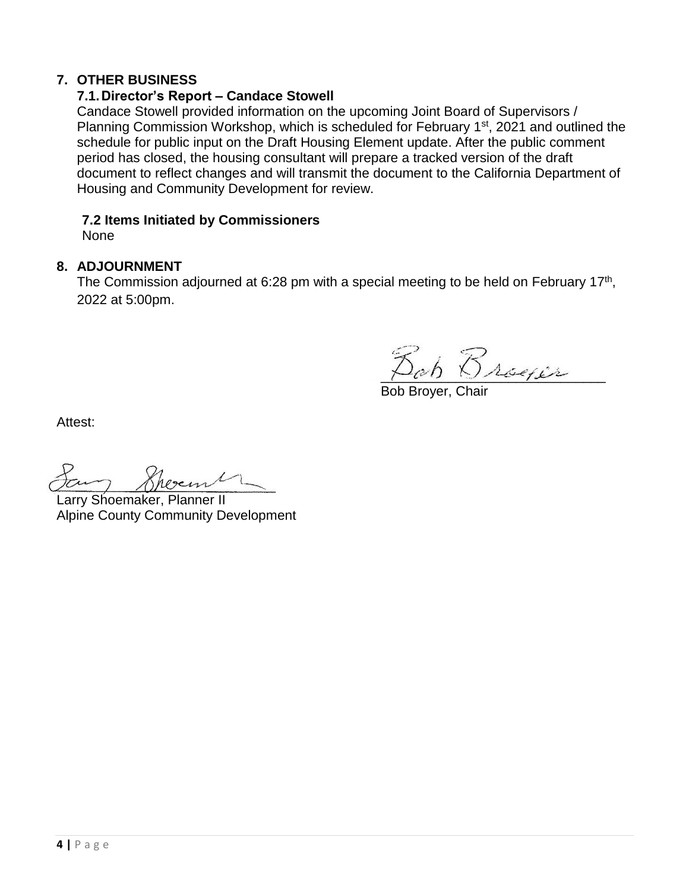## 7. OTHER BUSINESS

### 7.1. Director's Report – Candace Stowell

Candace Stowell provided information on the upcoming Joint Board of Supervisors / Planning Commission Workshop, which is scheduled for February 1st, 2021 and outlined the schedule for public input on the Draft Housing Element update. After the public comment period has closed, the housing consultant will prepare a tracked version of the draft document to reflect changes and will transmit the document to the California Department of Housing and Community Development for review.

### 7.2 Items Initiated by Commissioners

None

## 8. ADJOURNMENT

The Commission adjourned at 6:28 pm with a special meeting to be held on February 17th, 2022 at 5:00pm.

Bob Broyer, Chair

Attest:

Larry Shoemaker, Planner II
Alpine County Community Development